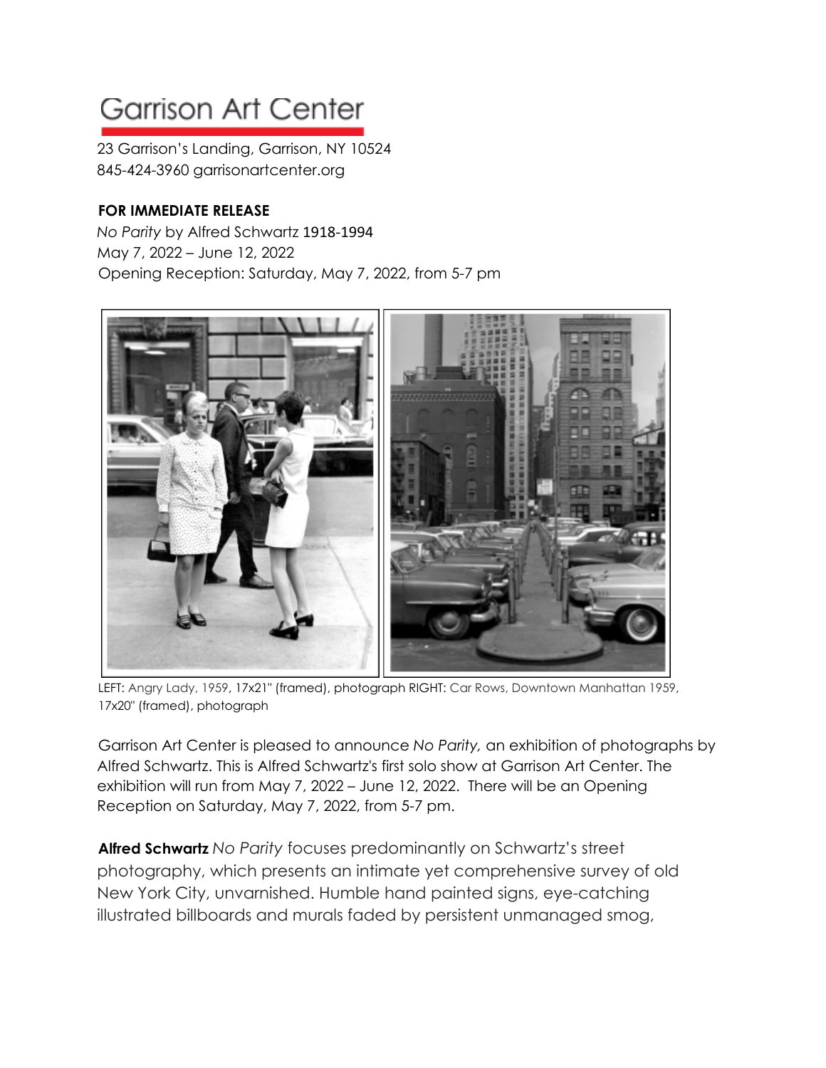# Garrison Art Center

23 Garrison's Landing, Garrison, NY 10524
845-424-3960 garrisonartcenter.org

**FOR IMMEDIATE RELEASE**

*No Parity* by Alfred Schwartz 1918-1994
May 7, 2022 – June 12, 2022
Opening Reception: Saturday, May 7, 2022, from 5-7 pm

LEFT: Angry Lady, 1959, 17x21" (framed), photograph RIGHT: Car Rows, Downtown Manhattan 1959, 17x20" (framed), photograph

Garrison Art Center is pleased to announce *No Parity,* an exhibition of photographs by Alfred Schwartz. This is Alfred Schwartz's first solo show at Garrison Art Center. The exhibition will run from May 7, 2022 – June 12, 2022. There will be an Opening Reception on Saturday, May 7, 2022, from 5-7 pm.

**Alfred Schwartz** *No Parity* focuses predominantly on Schwartz's street photography, which presents an intimate yet comprehensive survey of old New York City, unvarnished. Humble hand painted signs, eye-catching illustrated billboards and murals faded by persistent unmanaged smog,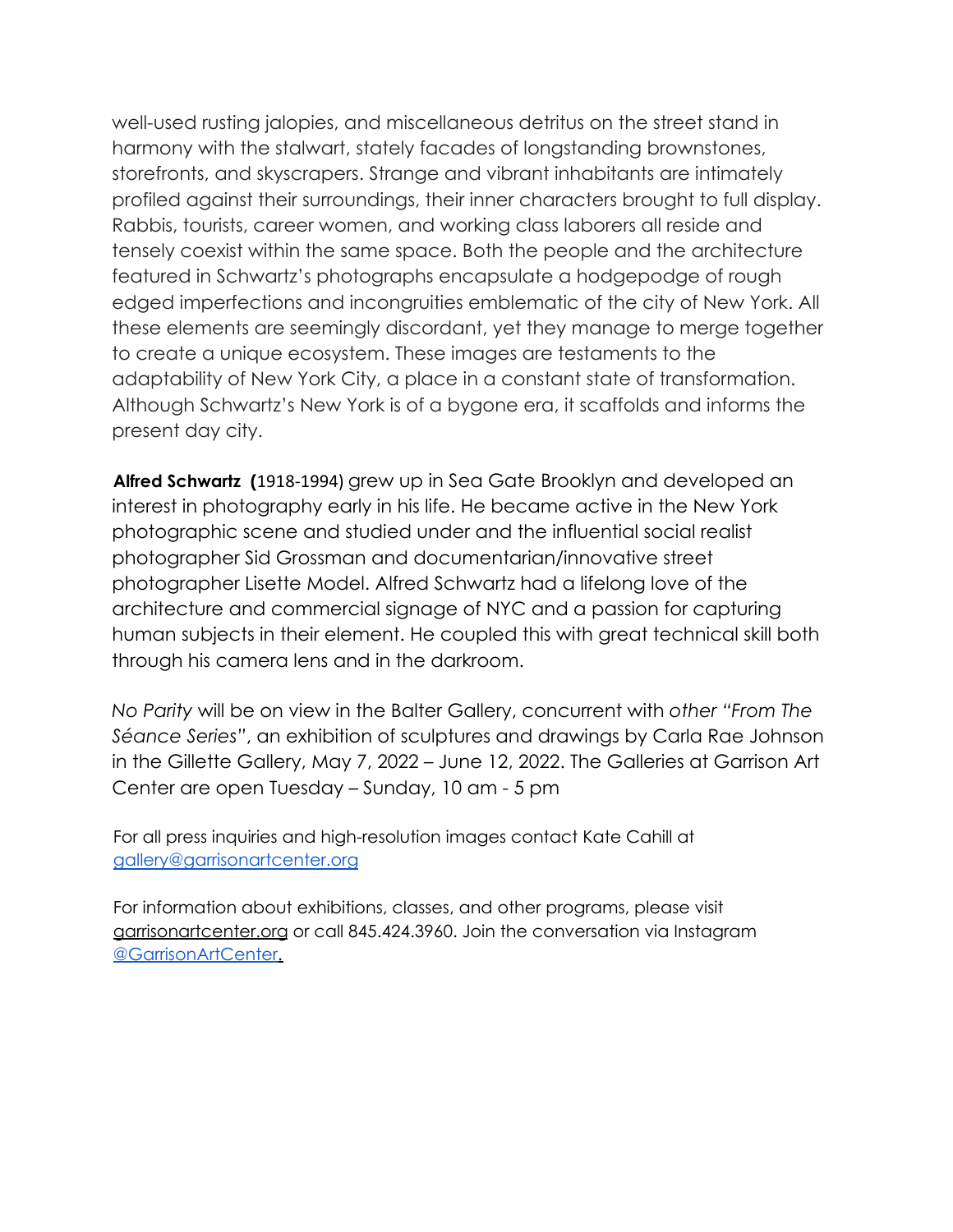well-used rusting jalopies, and miscellaneous detritus on the street stand in harmony with the stalwart, stately facades of longstanding brownstones, storefronts, and skyscrapers. Strange and vibrant inhabitants are intimately profiled against their surroundings, their inner characters brought to full display. Rabbis, tourists, career women, and working class laborers all reside and tensely coexist within the same space. Both the people and the architecture featured in Schwartz's photographs encapsulate a hodgepodge of rough edged imperfections and incongruities emblematic of the city of New York. All these elements are seemingly discordant, yet they manage to merge together to create a unique ecosystem. These images are testaments to the adaptability of New York City, a place in a constant state of transformation. Although Schwartz's New York is of a bygone era, it scaffolds and informs the present day city.

**Alfred Schwartz (**1918-1994) grew up in Sea Gate Brooklyn and developed an interest in photography early in his life. He became active in the New York photographic scene and studied under and the influential social realist photographer Sid Grossman and documentarian/innovative street photographer Lisette Model. Alfred Schwartz had a lifelong love of the architecture and commercial signage of NYC and a passion for capturing human subjects in their element. He coupled this with great technical skill both through his camera lens and in the darkroom.

*No Parity* will be on view in the Balter Gallery, concurrent with *other "From The Séance Series"*, an exhibition of sculptures and drawings by Carla Rae Johnson in the Gillette Gallery, May 7, 2022 – June 12, 2022. The Galleries at Garrison Art Center are open Tuesday – Sunday, 10 am - 5 pm

For all press inquiries and high-resolution images contact Kate Cahill at gallery@garrisonartcenter.org

For information about exhibitions, classes, and other programs, please visit garrisonartcenter.org or call 845.424.3960. Join the conversation via Instagram @GarrisonArtCenter.